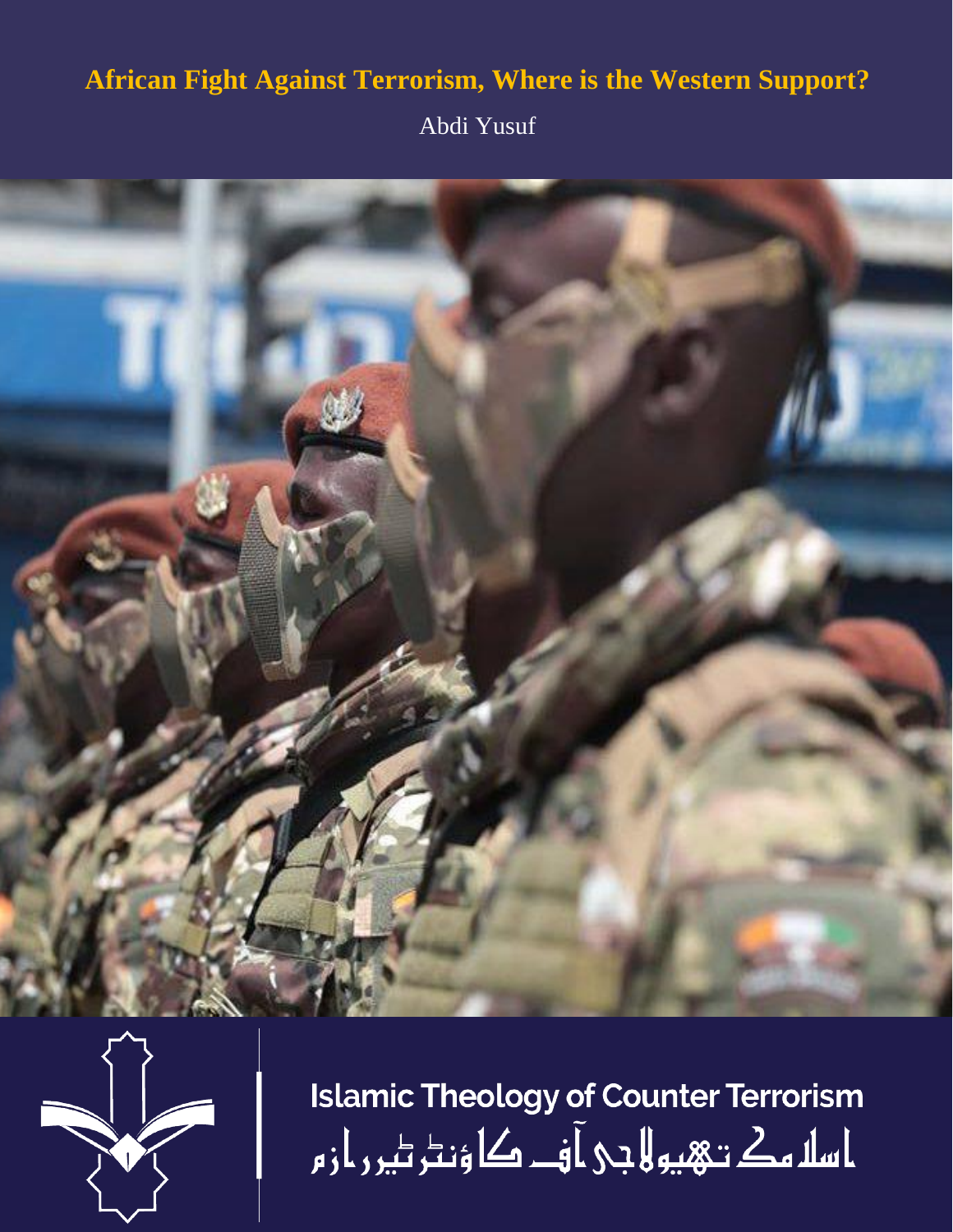# African Fight Against Terrorism, Where is the Western Support?

Abdi Yusuf

Islamic Theology of Counter Terrorism

اسلامک تھیولاجی آف کاؤنٹر ٹیررازم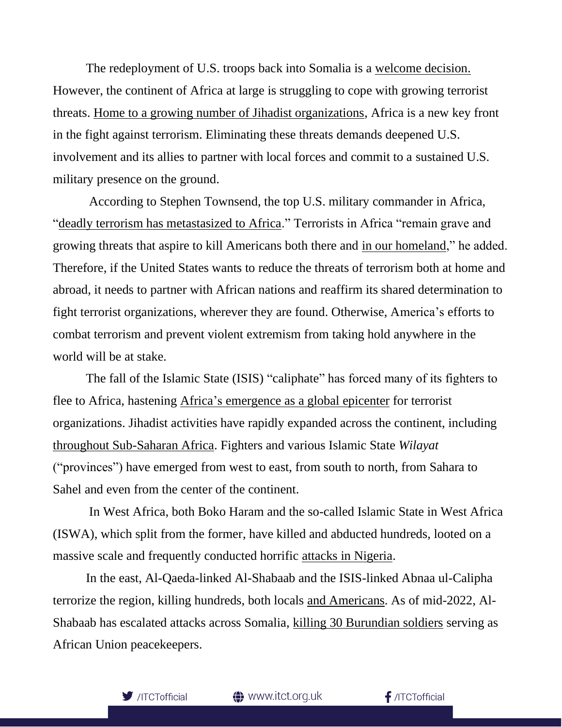The redeployment of U.S. troops back into Somalia is a welcome decision. However, the continent of Africa at large is struggling to cope with growing terrorist threats. Home to a growing number of Jihadist organizations, Africa is a new key front in the fight against terrorism. Eliminating these threats demands deepened U.S. involvement and its allies to partner with local forces and commit to a sustained U.S. military presence on the ground.

According to Stephen Townsend, the top U.S. military commander in Africa, "deadly terrorism has metastasized to Africa." Terrorists in Africa "remain grave and growing threats that aspire to kill Americans both there and in our homeland," he added. Therefore, if the United States wants to reduce the threats of terrorism both at home and abroad, it needs to partner with African nations and reaffirm its shared determination to fight terrorist organizations, wherever they are found. Otherwise, America's efforts to combat terrorism and prevent violent extremism from taking hold anywhere in the world will be at stake.

The fall of the Islamic State (ISIS) "caliphate" has forced many of its fighters to flee to Africa, hastening Africa's emergence as a global epicenter for terrorist organizations. Jihadist activities have rapidly expanded across the continent, including throughout Sub-Saharan Africa. Fighters and various Islamic State *Wilayat* ("provinces") have emerged from west to east, from south to north, from Sahara to Sahel and even from the center of the continent.

In West Africa, both Boko Haram and the so-called Islamic State in West Africa (ISWA), which split from the former, have killed and abducted hundreds, looted on a massive scale and frequently conducted horrific attacks in Nigeria.

In the east, Al-Qaeda-linked Al-Shabaab and the ISIS-linked Abnaa ul-Calipha terrorize the region, killing hundreds, both locals and Americans. As of mid-2022, Al-Shabaab has escalated attacks across Somalia, killing 30 Burundian soldiers serving as African Union peacekeepers.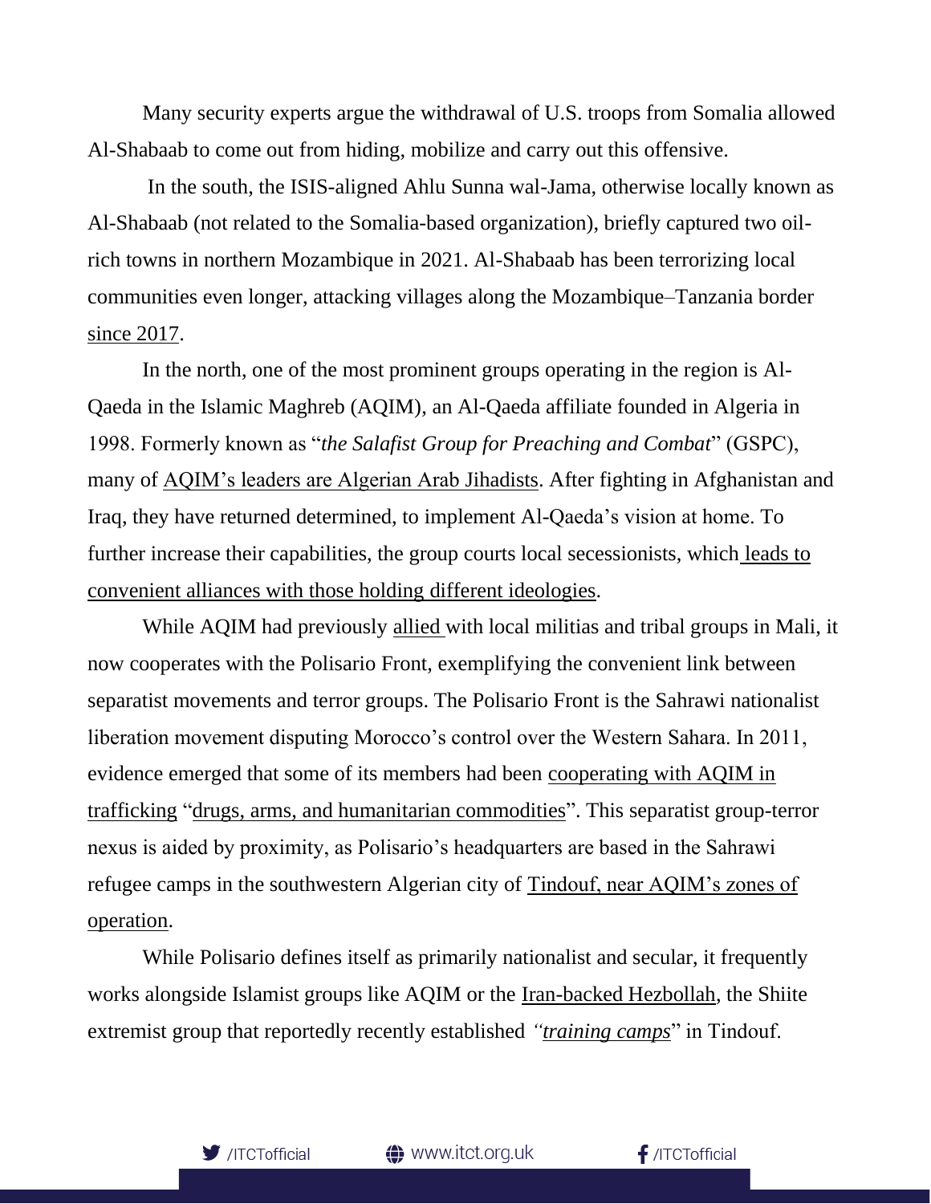Many security experts argue the withdrawal of U.S. troops from Somalia allowed Al-Shabaab to come out from hiding, mobilize and carry out this offensive.

In the south, the ISIS-aligned Ahlu Sunna wal-Jama, otherwise locally known as Al-Shabaab (not related to the Somalia-based organization), briefly captured two oil-rich towns in northern Mozambique in 2021. Al-Shabaab has been terrorizing local communities even longer, attacking villages along the Mozambique–Tanzania border since 2017.

In the north, one of the most prominent groups operating in the region is Al-Qaeda in the Islamic Maghreb (AQIM), an Al-Qaeda affiliate founded in Algeria in 1998. Formerly known as "*the Salafist Group for Preaching and Combat*" (GSPC), many of AQIM's leaders are Algerian Arab Jihadists. After fighting in Afghanistan and Iraq, they have returned determined, to implement Al-Qaeda's vision at home. To further increase their capabilities, the group courts local secessionists, which leads to convenient alliances with those holding different ideologies.

While AQIM had previously allied with local militias and tribal groups in Mali, it now cooperates with the Polisario Front, exemplifying the convenient link between separatist movements and terror groups. The Polisario Front is the Sahrawi nationalist liberation movement disputing Morocco's control over the Western Sahara. In 2011, evidence emerged that some of its members had been cooperating with AQIM in trafficking "drugs, arms, and humanitarian commodities". This separatist group-terror nexus is aided by proximity, as Polisario's headquarters are based in the Sahrawi refugee camps in the southwestern Algerian city of Tindouf, near AQIM's zones of operation.

While Polisario defines itself as primarily nationalist and secular, it frequently works alongside Islamist groups like AQIM or the Iran-backed Hezbollah, the Shiite extremist group that reportedly recently established *"training camps"* in Tindouf.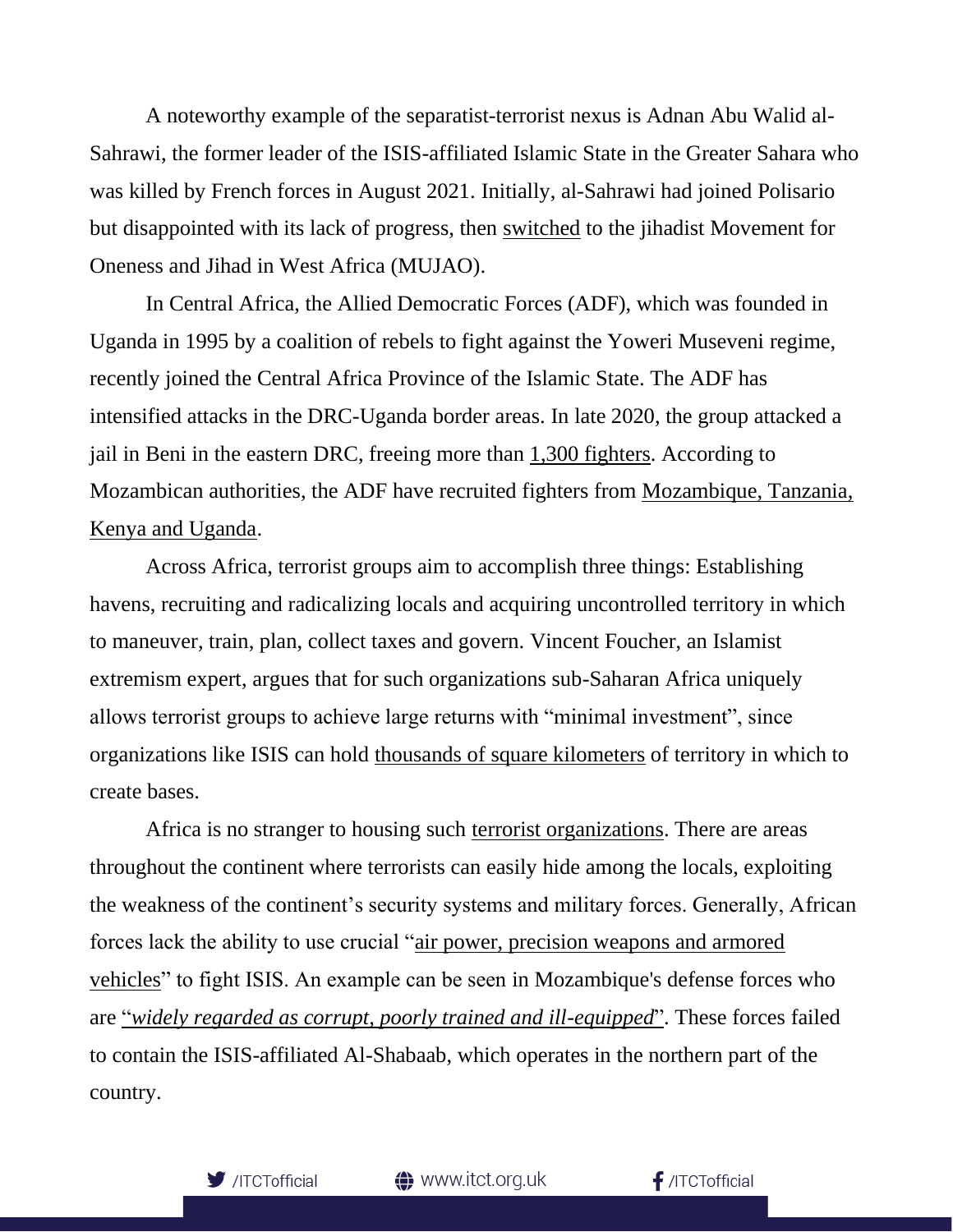A noteworthy example of the separatist-terrorist nexus is Adnan Abu Walid al-Sahrawi, the former leader of the ISIS-affiliated Islamic State in the Greater Sahara who was killed by French forces in August 2021. Initially, al-Sahrawi had joined Polisario but disappointed with its lack of progress, then switched to the jihadist Movement for Oneness and Jihad in West Africa (MUJAO).

In Central Africa, the Allied Democratic Forces (ADF), which was founded in Uganda in 1995 by a coalition of rebels to fight against the Yoweri Museveni regime, recently joined the Central Africa Province of the Islamic State. The ADF has intensified attacks in the DRC-Uganda border areas. In late 2020, the group attacked a jail in Beni in the eastern DRC, freeing more than 1,300 fighters. According to Mozambican authorities, the ADF have recruited fighters from Mozambique, Tanzania, Kenya and Uganda.

Across Africa, terrorist groups aim to accomplish three things: Establishing havens, recruiting and radicalizing locals and acquiring uncontrolled territory in which to maneuver, train, plan, collect taxes and govern. Vincent Foucher, an Islamist extremism expert, argues that for such organizations sub-Saharan Africa uniquely allows terrorist groups to achieve large returns with "minimal investment", since organizations like ISIS can hold thousands of square kilometers of territory in which to create bases.

Africa is no stranger to housing such terrorist organizations. There are areas throughout the continent where terrorists can easily hide among the locals, exploiting the weakness of the continent's security systems and military forces. Generally, African forces lack the ability to use crucial "air power, precision weapons and armored vehicles" to fight ISIS. An example can be seen in Mozambique's defense forces who are "*widely regarded as corrupt, poorly trained and ill-equipped*". These forces failed to contain the ISIS-affiliated Al-Shabaab, which operates in the northern part of the country.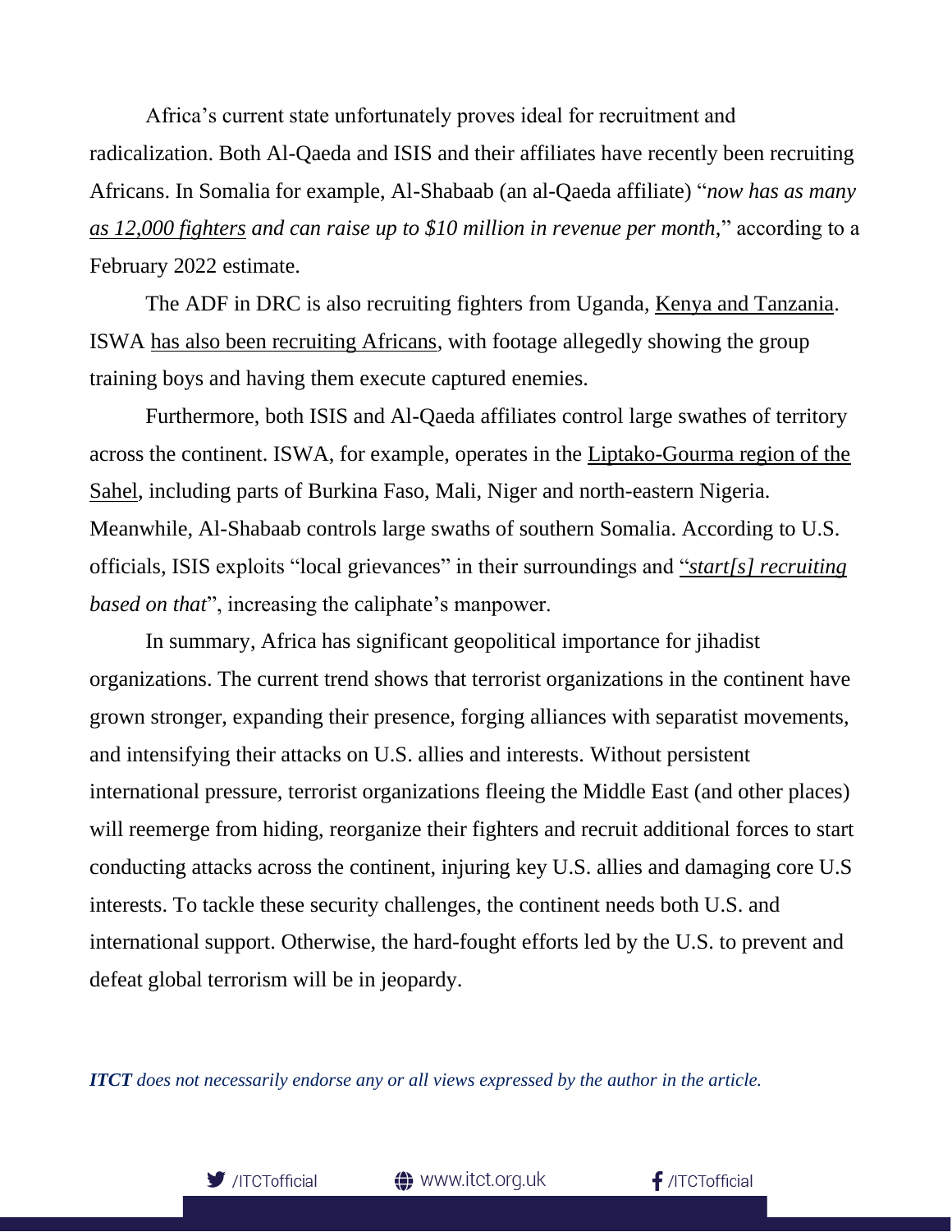Africa's current state unfortunately proves ideal for recruitment and radicalization. Both Al-Qaeda and ISIS and their affiliates have recently been recruiting Africans. In Somalia for example, Al-Shabaab (an al-Qaeda affiliate) "*now has as many as 12,000 fighters and can raise up to $10 million in revenue per month,*" according to a February 2022 estimate.

The ADF in DRC is also recruiting fighters from Uganda, Kenya and Tanzania. ISWA has also been recruiting Africans, with footage allegedly showing the group training boys and having them execute captured enemies.

Furthermore, both ISIS and Al-Qaeda affiliates control large swathes of territory across the continent. ISWA, for example, operates in the Liptako-Gourma region of the Sahel, including parts of Burkina Faso, Mali, Niger and north-eastern Nigeria. Meanwhile, Al-Shabaab controls large swaths of southern Somalia. According to U.S. officials, ISIS exploits "local grievances" in their surroundings and "*start[s] recruiting based on that*", increasing the caliphate's manpower.

In summary, Africa has significant geopolitical importance for jihadist organizations. The current trend shows that terrorist organizations in the continent have grown stronger, expanding their presence, forging alliances with separatist movements, and intensifying their attacks on U.S. allies and interests. Without persistent international pressure, terrorist organizations fleeing the Middle East (and other places) will reemerge from hiding, reorganize their fighters and recruit additional forces to start conducting attacks across the continent, injuring key U.S. allies and damaging core U.S interests. To tackle these security challenges, the continent needs both U.S. and international support. Otherwise, the hard-fought efforts led by the U.S. to prevent and defeat global terrorism will be in jeopardy.

***ITCT** does not necessarily endorse any or all views expressed by the author in the article.*